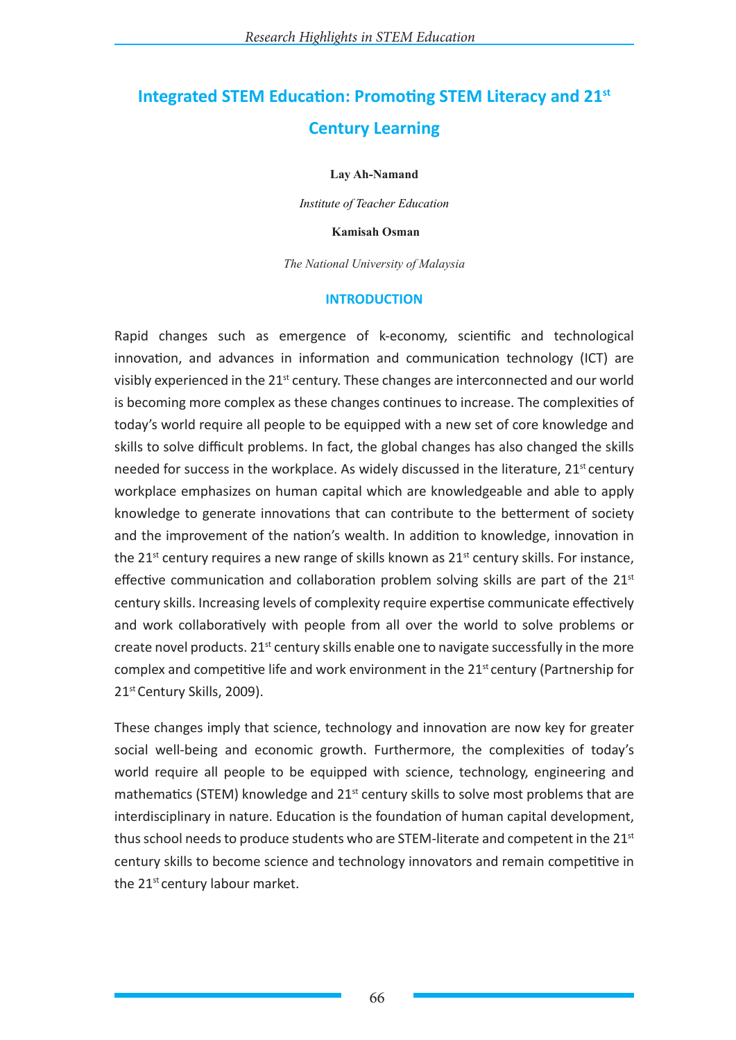# Integrated STEM Education: Promoting STEM Literacy and 21st Century Learning

**Lay Ah-Namand**

*Institute of Teacher Education*

**Kamisah Osman**

*The National University of Malaysia*

## INTRODUCTION

Rapid changes such as emergence of k-economy, scientific and technological innovation, and advances in information and communication technology (ICT) are visibly experienced in the 21st century. These changes are interconnected and our world is becoming more complex as these changes continues to increase. The complexities of today's world require all people to be equipped with a new set of core knowledge and skills to solve difficult problems. In fact, the global changes has also changed the skills needed for success in the workplace. As widely discussed in the literature, 21st century workplace emphasizes on human capital which are knowledgeable and able to apply knowledge to generate innovations that can contribute to the betterment of society and the improvement of the nation's wealth. In addition to knowledge, innovation in the 21st century requires a new range of skills known as 21st century skills. For instance, effective communication and collaboration problem solving skills are part of the 21st century skills. Increasing levels of complexity require expertise communicate effectively and work collaboratively with people from all over the world to solve problems or create novel products. 21st century skills enable one to navigate successfully in the more complex and competitive life and work environment in the 21st century (Partnership for 21st Century Skills, 2009).

These changes imply that science, technology and innovation are now key for greater social well-being and economic growth. Furthermore, the complexities of today's world require all people to be equipped with science, technology, engineering and mathematics (STEM) knowledge and 21st century skills to solve most problems that are interdisciplinary in nature. Education is the foundation of human capital development, thus school needs to produce students who are STEM-literate and competent in the 21st century skills to become science and technology innovators and remain competitive in the 21st century labour market.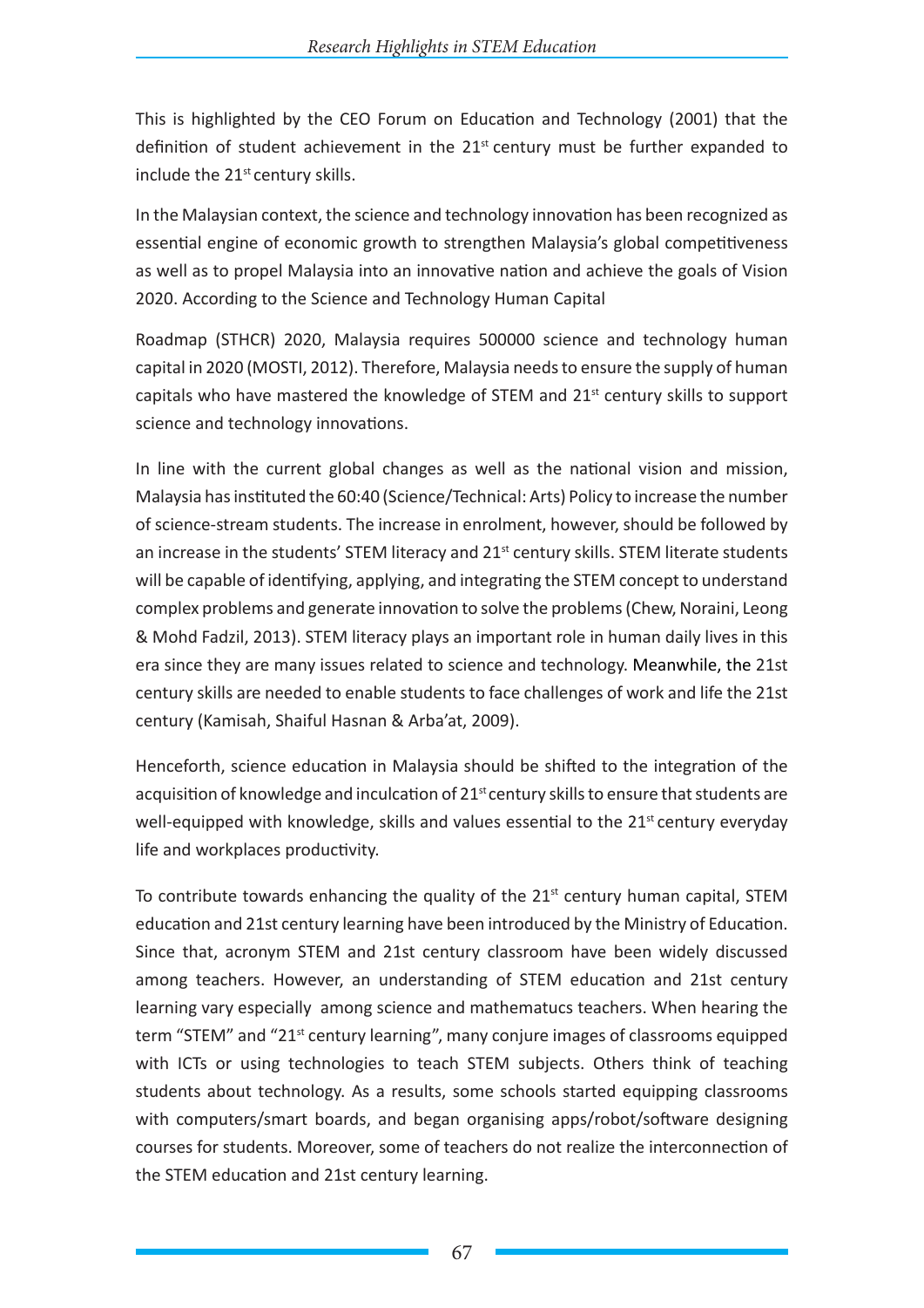This is highlighted by the CEO Forum on Education and Technology (2001) that the definition of student achievement in the 21st century must be further expanded to include the 21st century skills.

In the Malaysian context, the science and technology innovation has been recognized as essential engine of economic growth to strengthen Malaysia's global competitiveness as well as to propel Malaysia into an innovative nation and achieve the goals of Vision 2020. According to the Science and Technology Human Capital

Roadmap (STHCR) 2020, Malaysia requires 500000 science and technology human capital in 2020 (MOSTI, 2012). Therefore, Malaysia needs to ensure the supply of human capitals who have mastered the knowledge of STEM and 21st century skills to support science and technology innovations.

In line with the current global changes as well as the national vision and mission, Malaysia has instituted the 60:40 (Science/Technical: Arts) Policy to increase the number of science-stream students. The increase in enrolment, however, should be followed by an increase in the students' STEM literacy and 21st century skills. STEM literate students will be capable of identifying, applying, and integrating the STEM concept to understand complex problems and generate innovation to solve the problems (Chew, Noraini, Leong & Mohd Fadzil, 2013). STEM literacy plays an important role in human daily lives in this era since they are many issues related to science and technology. Meanwhile, the 21st century skills are needed to enable students to face challenges of work and life the 21st century (Kamisah, Shaiful Hasnan & Arba'at, 2009).

Henceforth, science education in Malaysia should be shifted to the integration of the acquisition of knowledge and inculcation of 21st century skills to ensure that students are well-equipped with knowledge, skills and values essential to the 21st century everyday life and workplaces productivity.

To contribute towards enhancing the quality of the 21st century human capital, STEM education and 21st century learning have been introduced by the Ministry of Education. Since that, acronym STEM and 21st century classroom have been widely discussed among teachers. However, an understanding of STEM education and 21st century learning vary especially among science and mathematucs teachers. When hearing the term "STEM" and "21st century learning", many conjure images of classrooms equipped with ICTs or using technologies to teach STEM subjects. Others think of teaching students about technology. As a results, some schools started equipping classrooms with computers/smart boards, and began organising apps/robot/software designing courses for students. Moreover, some of teachers do not realize the interconnection of the STEM education and 21st century learning.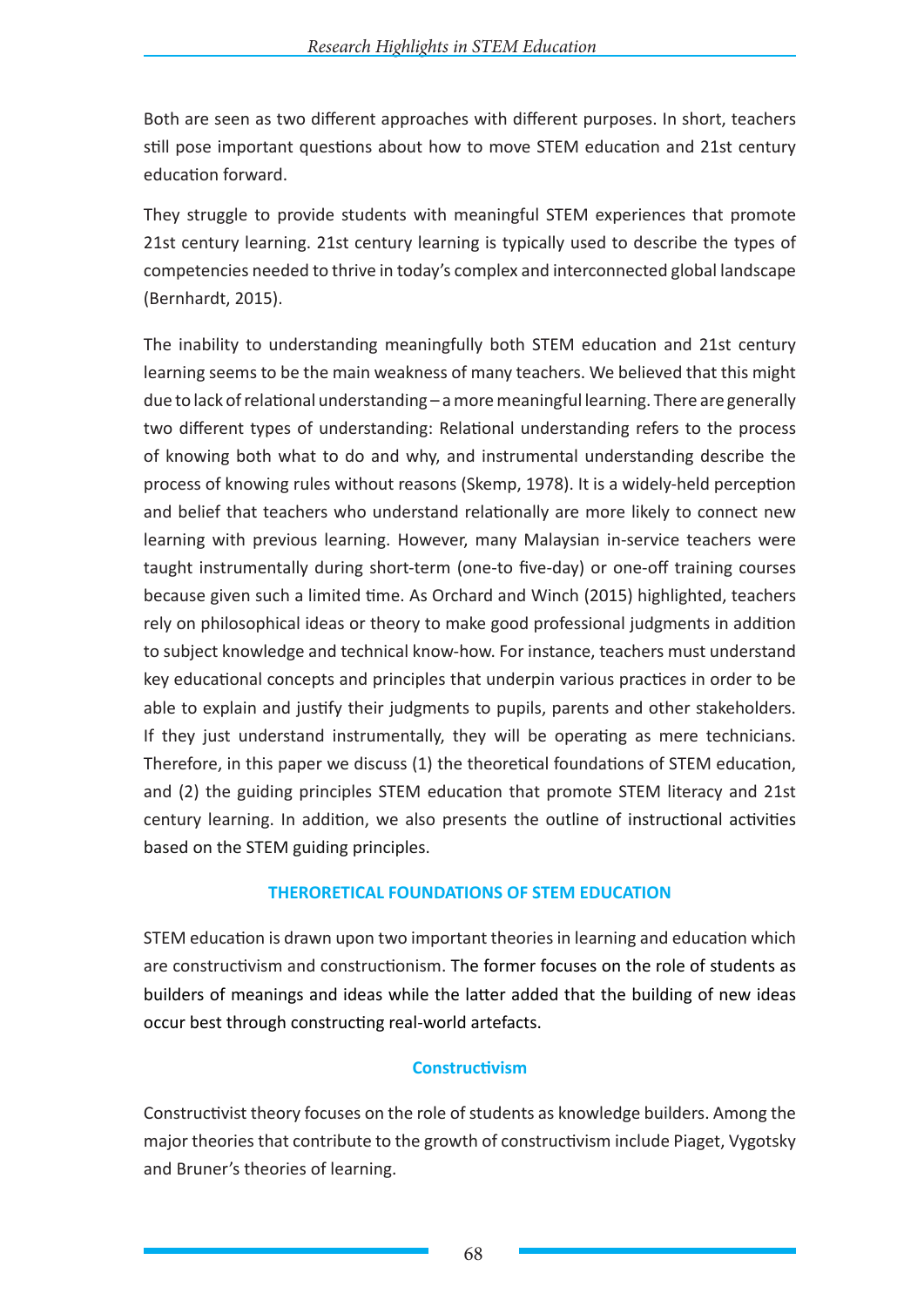Both are seen as two different approaches with different purposes. In short, teachers still pose important questions about how to move STEM education and 21st century education forward.

They struggle to provide students with meaningful STEM experiences that promote 21st century learning. 21st century learning is typically used to describe the types of competencies needed to thrive in today's complex and interconnected global landscape (Bernhardt, 2015).

The inability to understanding meaningfully both STEM education and 21st century learning seems to be the main weakness of many teachers. We believed that this might due to lack of relational understanding – a more meaningful learning. There are generally two different types of understanding: Relational understanding refers to the process of knowing both what to do and why, and instrumental understanding describe the process of knowing rules without reasons (Skemp, 1978). It is a widely-held perception and belief that teachers who understand relationally are more likely to connect new learning with previous learning. However, many Malaysian in-service teachers were taught instrumentally during short-term (one-to five-day) or one-off training courses because given such a limited time. As Orchard and Winch (2015) highlighted, teachers rely on philosophical ideas or theory to make good professional judgments in addition to subject knowledge and technical know-how. For instance, teachers must understand key educational concepts and principles that underpin various practices in order to be able to explain and justify their judgments to pupils, parents and other stakeholders. If they just understand instrumentally, they will be operating as mere technicians. Therefore, in this paper we discuss (1) the theoretical foundations of STEM education, and (2) the guiding principles STEM education that promote STEM literacy and 21st century learning. In addition, we also presents the outline of instructional activities based on the STEM guiding principles.

## THERORETICAL FOUNDATIONS OF STEM EDUCATION

STEM education is drawn upon two important theories in learning and education which are constructivism and constructionism. The former focuses on the role of students as builders of meanings and ideas while the latter added that the building of new ideas occur best through constructing real-world artefacts.

### Constructivism

Constructivist theory focuses on the role of students as knowledge builders. Among the major theories that contribute to the growth of constructivism include Piaget, Vygotsky and Bruner's theories of learning.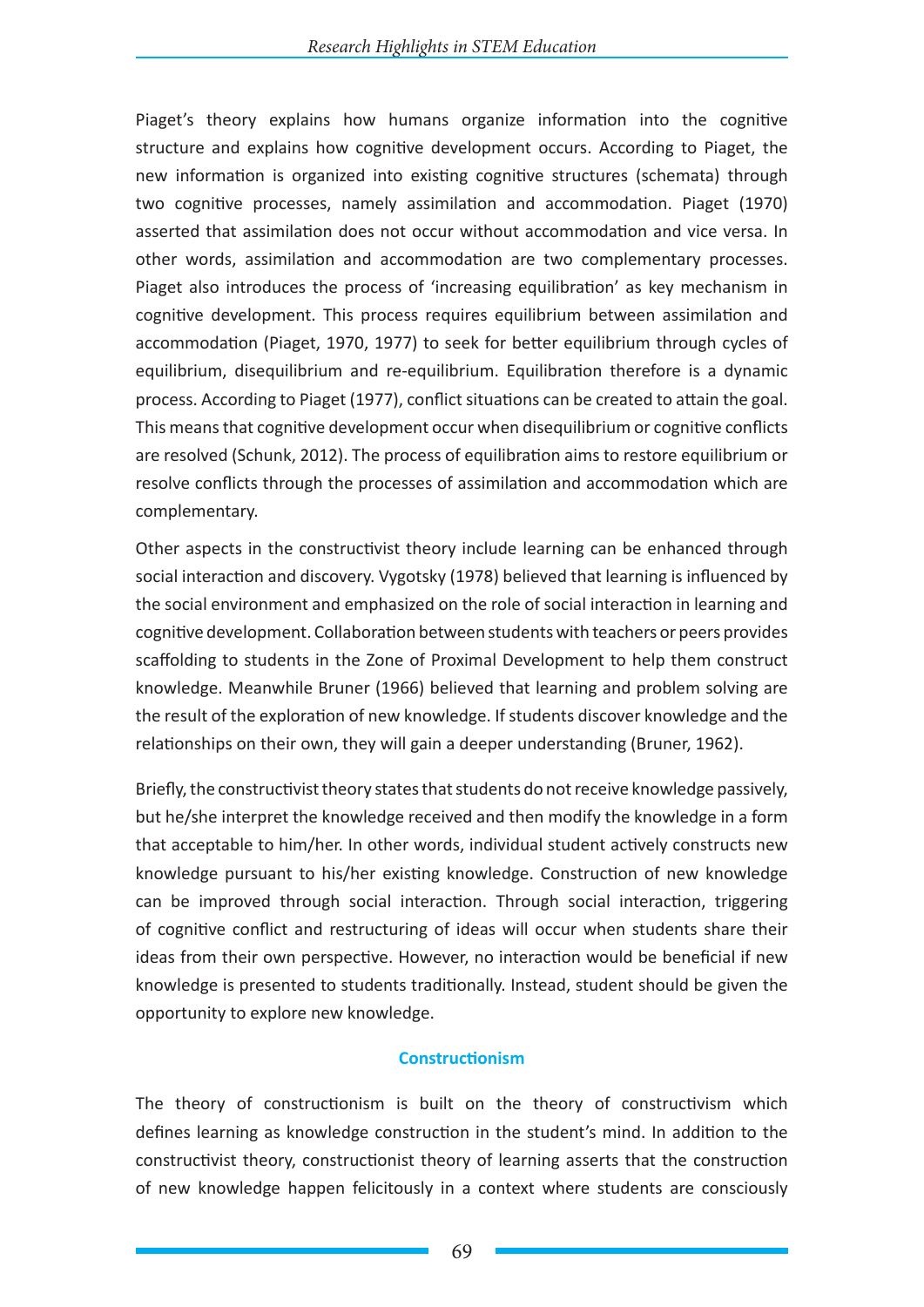Piaget's theory explains how humans organize information into the cognitive structure and explains how cognitive development occurs. According to Piaget, the new information is organized into existing cognitive structures (schemata) through two cognitive processes, namely assimilation and accommodation. Piaget (1970) asserted that assimilation does not occur without accommodation and vice versa. In other words, assimilation and accommodation are two complementary processes. Piaget also introduces the process of 'increasing equilibration' as key mechanism in cognitive development. This process requires equilibrium between assimilation and accommodation (Piaget, 1970, 1977) to seek for better equilibrium through cycles of equilibrium, disequilibrium and re-equilibrium. Equilibration therefore is a dynamic process. According to Piaget (1977), conflict situations can be created to attain the goal. This means that cognitive development occur when disequilibrium or cognitive conflicts are resolved (Schunk, 2012). The process of equilibration aims to restore equilibrium or resolve conflicts through the processes of assimilation and accommodation which are complementary.

Other aspects in the constructivist theory include learning can be enhanced through social interaction and discovery. Vygotsky (1978) believed that learning is influenced by the social environment and emphasized on the role of social interaction in learning and cognitive development. Collaboration between students with teachers or peers provides scaffolding to students in the Zone of Proximal Development to help them construct knowledge. Meanwhile Bruner (1966) believed that learning and problem solving are the result of the exploration of new knowledge. If students discover knowledge and the relationships on their own, they will gain a deeper understanding (Bruner, 1962).

Briefly, the constructivist theory states that students do not receive knowledge passively, but he/she interpret the knowledge received and then modify the knowledge in a form that acceptable to him/her. In other words, individual student actively constructs new knowledge pursuant to his/her existing knowledge. Construction of new knowledge can be improved through social interaction. Through social interaction, triggering of cognitive conflict and restructuring of ideas will occur when students share their ideas from their own perspective. However, no interaction would be beneficial if new knowledge is presented to students traditionally. Instead, student should be given the opportunity to explore new knowledge.

## Constructionism

The theory of constructionism is built on the theory of constructivism which defines learning as knowledge construction in the student's mind. In addition to the constructivist theory, constructionist theory of learning asserts that the construction of new knowledge happen felicitously in a context where students are consciously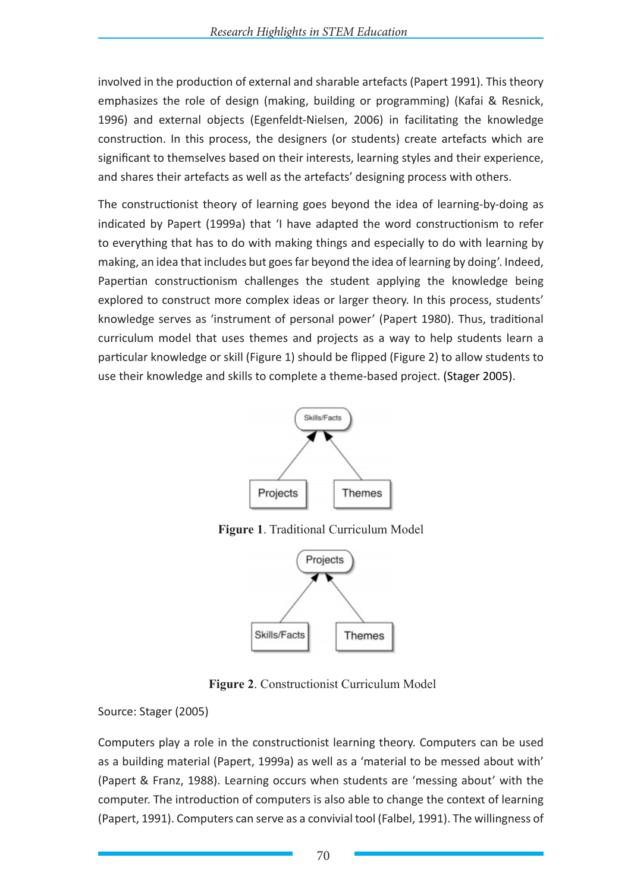involved in the production of external and sharable artefacts (Papert 1991). This theory emphasizes the role of design (making, building or programming) (Kafai & Resnick, 1996) and external objects (Egenfeldt-Nielsen, 2006) in facilitating the knowledge construction. In this process, the designers (or students) create artefacts which are significant to themselves based on their interests, learning styles and their experience, and shares their artefacts as well as the artefacts' designing process with others.

The constructionist theory of learning goes beyond the idea of learning-by-doing as indicated by Papert (1999a) that 'I have adapted the word constructionism to refer to everything that has to do with making things and especially to do with learning by making, an idea that includes but goes far beyond the idea of learning by doing'. Indeed, Papertian constructionism challenges the student applying the knowledge being explored to construct more complex ideas or larger theory. In this process, students' knowledge serves as 'instrument of personal power' (Papert 1980). Thus, traditional curriculum model that uses themes and projects as a way to help students learn a particular knowledge or skill (Figure 1) should be flipped (Figure 2) to allow students to use their knowledge and skills to complete a theme-based project. (Stager 2005).

**Figure 1**. Traditional Curriculum Model

**Figure 2**. Constructionist Curriculum Model

Source: Stager (2005)

Computers play a role in the constructionist learning theory. Computers can be used as a building material (Papert, 1999a) as well as a 'material to be messed about with' (Papert & Franz, 1988). Learning occurs when students are 'messing about' with the computer. The introduction of computers is also able to change the context of learning (Papert, 1991). Computers can serve as a convivial tool (Falbel, 1991). The willingness of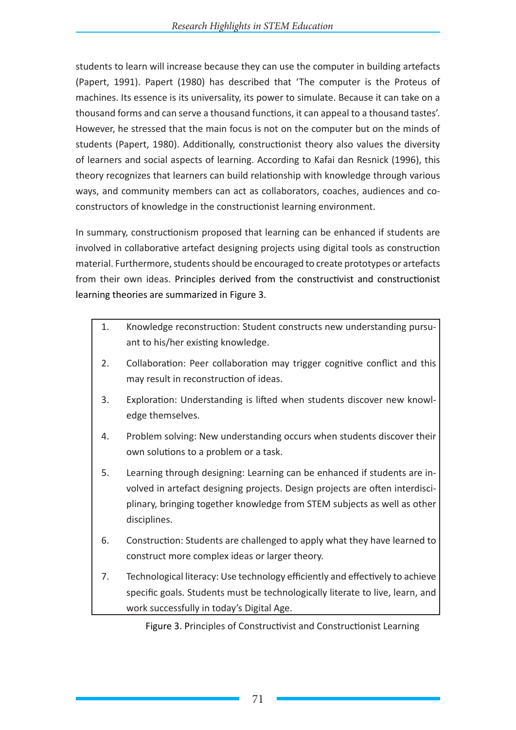students to learn will increase because they can use the computer in building artefacts (Papert, 1991). Papert (1980) has described that 'The computer is the Proteus of machines. Its essence is its universality, its power to simulate. Because it can take on a thousand forms and can serve a thousand functions, it can appeal to a thousand tastes'. However, he stressed that the main focus is not on the computer but on the minds of students (Papert, 1980). Additionally, constructionist theory also values the diversity of learners and social aspects of learning. According to Kafai dan Resnick (1996), this theory recognizes that learners can build relationship with knowledge through various ways, and community members can act as collaborators, coaches, audiences and co-constructors of knowledge in the constructionist learning environment.

In summary, constructionism proposed that learning can be enhanced if students are involved in collaborative artefact designing projects using digital tools as construction material. Furthermore, students should be encouraged to create prototypes or artefacts from their own ideas. Principles derived from the constructivist and constructionist learning theories are summarized in Figure 3.

1. Knowledge reconstruction: Student constructs new understanding pursuant to his/her existing knowledge.
2. Collaboration: Peer collaboration may trigger cognitive conflict and this may result in reconstruction of ideas.
3. Exploration: Understanding is lifted when students discover new knowledge themselves.
4. Problem solving: New understanding occurs when students discover their own solutions to a problem or a task.
5. Learning through designing: Learning can be enhanced if students are involved in artefact designing projects. Design projects are often interdisciplinary, bringing together knowledge from STEM subjects as well as other disciplines.
6. Construction: Students are challenged to apply what they have learned to construct more complex ideas or larger theory.
7. Technological literacy: Use technology efficiently and effectively to achieve specific goals. Students must be technologically literate to live, learn, and work successfully in today's Digital Age.

Figure 3. Principles of Constructivist and Constructionist Learning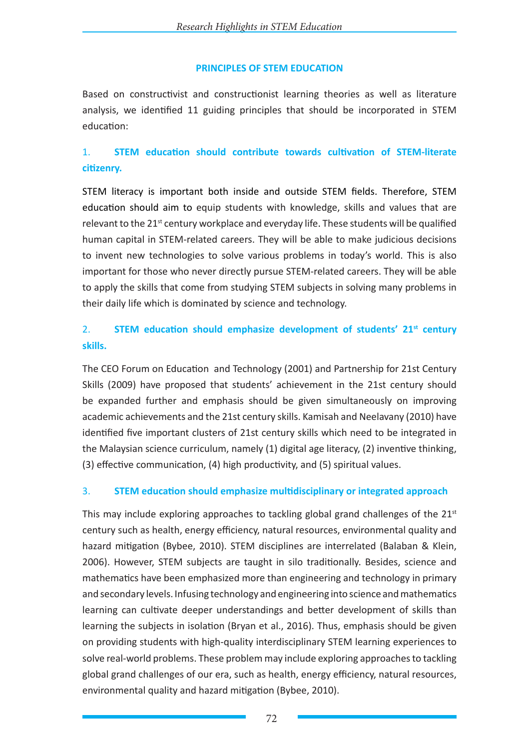## PRINCIPLES OF STEM EDUCATION

Based on constructivist and constructionist learning theories as well as literature analysis, we identified 11 guiding principles that should be incorporated in STEM education:

### 1. STEM education should contribute towards cultivation of STEM-literate citizenry.

STEM literacy is important both inside and outside STEM fields. Therefore, STEM education should aim to equip students with knowledge, skills and values that are relevant to the 21st century workplace and everyday life. These students will be qualified human capital in STEM-related careers. They will be able to make judicious decisions to invent new technologies to solve various problems in today's world. This is also important for those who never directly pursue STEM-related careers. They will be able to apply the skills that come from studying STEM subjects in solving many problems in their daily life which is dominated by science and technology.

### 2. STEM education should emphasize development of students' 21st century skills.

The CEO Forum on Education and Technology (2001) and Partnership for 21st Century Skills (2009) have proposed that students' achievement in the 21st century should be expanded further and emphasis should be given simultaneously on improving academic achievements and the 21st century skills. Kamisah and Neelavany (2010) have identified five important clusters of 21st century skills which need to be integrated in the Malaysian science curriculum, namely (1) digital age literacy, (2) inventive thinking, (3) effective communication, (4) high productivity, and (5) spiritual values.

### 3. STEM education should emphasize multidisciplinary or integrated approach

This may include exploring approaches to tackling global grand challenges of the 21st century such as health, energy efficiency, natural resources, environmental quality and hazard mitigation (Bybee, 2010). STEM disciplines are interrelated (Balaban & Klein, 2006). However, STEM subjects are taught in silo traditionally. Besides, science and mathematics have been emphasized more than engineering and technology in primary and secondary levels. Infusing technology and engineering into science and mathematics learning can cultivate deeper understandings and better development of skills than learning the subjects in isolation (Bryan et al., 2016). Thus, emphasis should be given on providing students with high-quality interdisciplinary STEM learning experiences to solve real-world problems. These problem may include exploring approaches to tackling global grand challenges of our era, such as health, energy efficiency, natural resources, environmental quality and hazard mitigation (Bybee, 2010).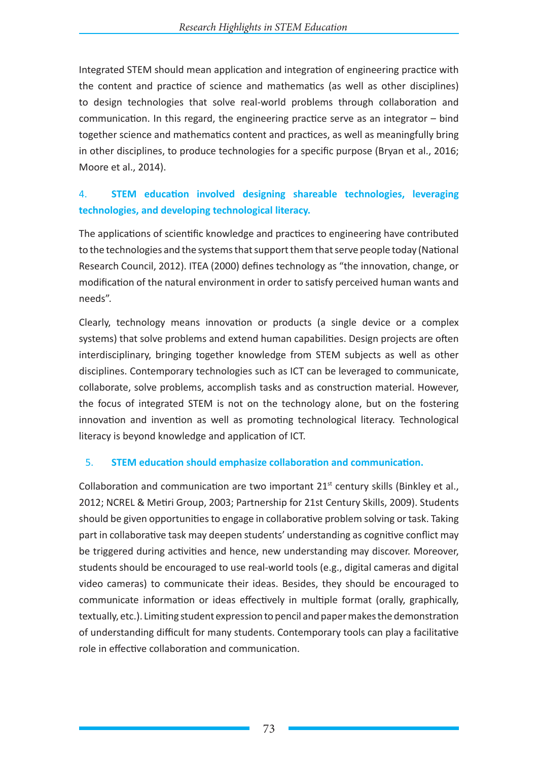Integrated STEM should mean application and integration of engineering practice with the content and practice of science and mathematics (as well as other disciplines) to design technologies that solve real-world problems through collaboration and communication. In this regard, the engineering practice serve as an integrator – bind together science and mathematics content and practices, as well as meaningfully bring in other disciplines, to produce technologies for a specific purpose (Bryan et al., 2016; Moore et al., 2014).

### 4. STEM education involved designing shareable technologies, leveraging technologies, and developing technological literacy.

The applications of scientific knowledge and practices to engineering have contributed to the technologies and the systems that support them that serve people today (National Research Council, 2012). ITEA (2000) defines technology as "the innovation, change, or modification of the natural environment in order to satisfy perceived human wants and needs".

Clearly, technology means innovation or products (a single device or a complex systems) that solve problems and extend human capabilities. Design projects are often interdisciplinary, bringing together knowledge from STEM subjects as well as other disciplines. Contemporary technologies such as ICT can be leveraged to communicate, collaborate, solve problems, accomplish tasks and as construction material. However, the focus of integrated STEM is not on the technology alone, but on the fostering innovation and invention as well as promoting technological literacy. Technological literacy is beyond knowledge and application of ICT.

### 5. STEM education should emphasize collaboration and communication.

Collaboration and communication are two important 21st century skills (Binkley et al., 2012; NCREL & Metiri Group, 2003; Partnership for 21st Century Skills, 2009). Students should be given opportunities to engage in collaborative problem solving or task. Taking part in collaborative task may deepen students' understanding as cognitive conflict may be triggered during activities and hence, new understanding may discover. Moreover, students should be encouraged to use real-world tools (e.g., digital cameras and digital video cameras) to communicate their ideas. Besides, they should be encouraged to communicate information or ideas effectively in multiple format (orally, graphically, textually, etc.). Limiting student expression to pencil and paper makes the demonstration of understanding difficult for many students. Contemporary tools can play a facilitative role in effective collaboration and communication.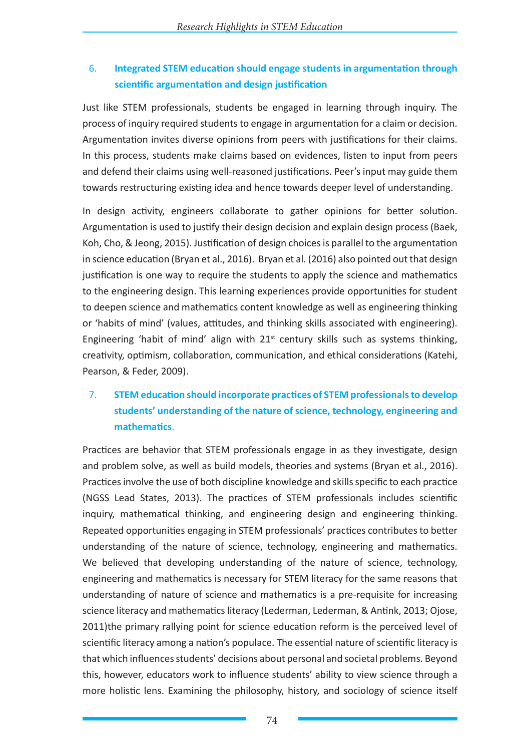6. **Integrated STEM education should engage students in argumentation through scientific argumentation and design justification**

Just like STEM professionals, students be engaged in learning through inquiry. The process of inquiry required students to engage in argumentation for a claim or decision. Argumentation invites diverse opinions from peers with justifications for their claims. In this process, students make claims based on evidences, listen to input from peers and defend their claims using well-reasoned justifications. Peer's input may guide them towards restructuring existing idea and hence towards deeper level of understanding.

In design activity, engineers collaborate to gather opinions for better solution. Argumentation is used to justify their design decision and explain design process (Baek, Koh, Cho, & Jeong, 2015). Justification of design choices is parallel to the argumentation in science education (Bryan et al., 2016). Bryan et al. (2016) also pointed out that design justification is one way to require the students to apply the science and mathematics to the engineering design. This learning experiences provide opportunities for student to deepen science and mathematics content knowledge as well as engineering thinking or 'habits of mind' (values, attitudes, and thinking skills associated with engineering). Engineering 'habit of mind' align with 21st century skills such as systems thinking, creativity, optimism, collaboration, communication, and ethical considerations (Katehi, Pearson, & Feder, 2009).

7. **STEM education should incorporate practices of STEM professionals to develop students' understanding of the nature of science, technology, engineering and mathematics**.

Practices are behavior that STEM professionals engage in as they investigate, design and problem solve, as well as build models, theories and systems (Bryan et al., 2016). Practices involve the use of both discipline knowledge and skills specific to each practice (NGSS Lead States, 2013). The practices of STEM professionals includes scientific inquiry, mathematical thinking, and engineering design and engineering thinking. Repeated opportunities engaging in STEM professionals' practices contributes to better understanding of the nature of science, technology, engineering and mathematics. We believed that developing understanding of the nature of science, technology, engineering and mathematics is necessary for STEM literacy for the same reasons that understanding of nature of science and mathematics is a pre-requisite for increasing science literacy and mathematics literacy (Lederman, Lederman, & Antink, 2013; Ojose, 2011)the primary rallying point for science education reform is the perceived level of scientific literacy among a nation's populace. The essential nature of scientific literacy is that which influences students' decisions about personal and societal problems. Beyond this, however, educators work to influence students' ability to view science through a more holistic lens. Examining the philosophy, history, and sociology of science itself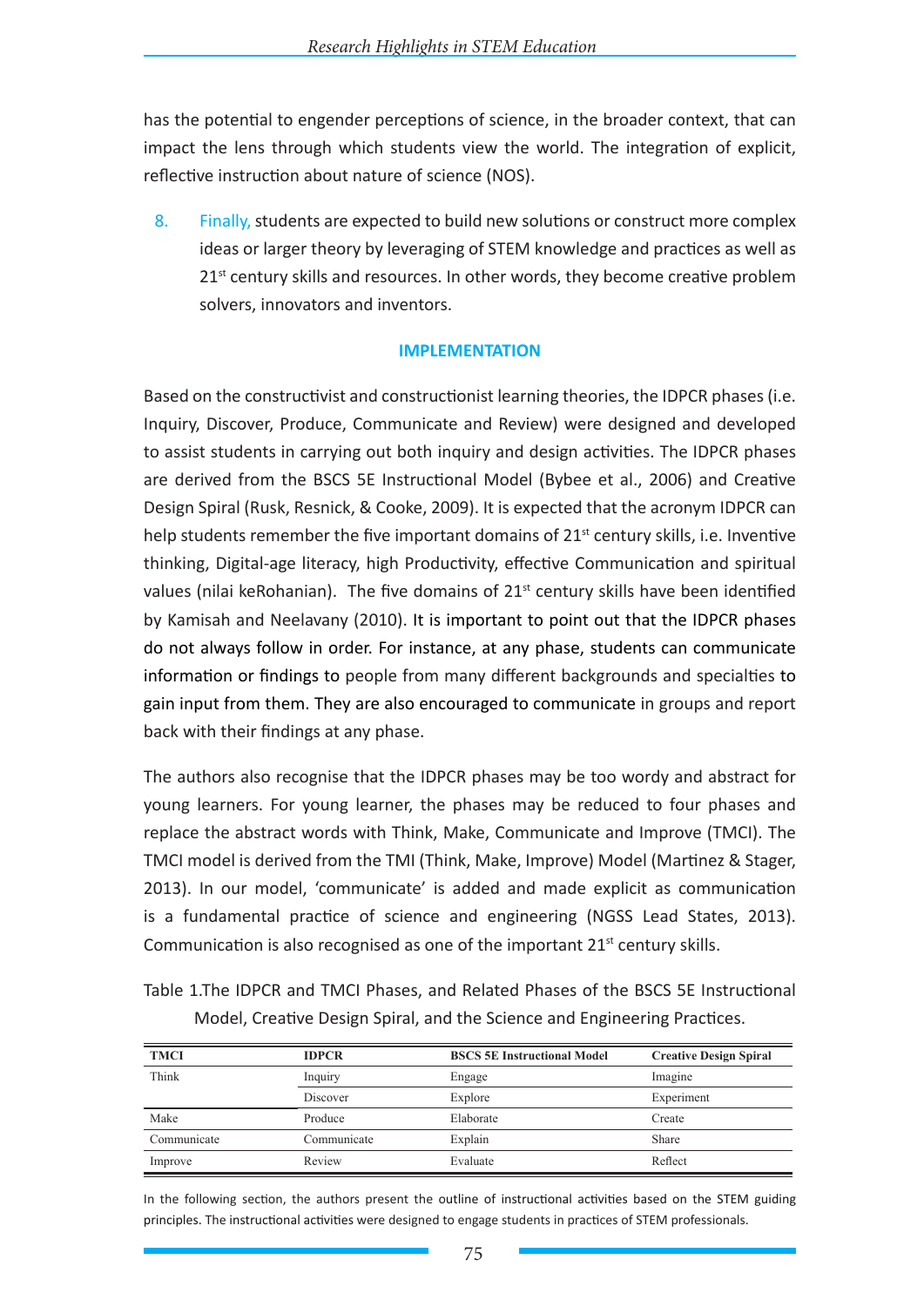has the potential to engender perceptions of science, in the broader context, that can impact the lens through which students view the world. The integration of explicit, reflective instruction about nature of science (NOS).

8. Finally, students are expected to build new solutions or construct more complex ideas or larger theory by leveraging of STEM knowledge and practices as well as 21st century skills and resources. In other words, they become creative problem solvers, innovators and inventors.

## IMPLEMENTATION

Based on the constructivist and constructionist learning theories, the IDPCR phases (i.e. Inquiry, Discover, Produce, Communicate and Review) were designed and developed to assist students in carrying out both inquiry and design activities. The IDPCR phases are derived from the BSCS 5E Instructional Model (Bybee et al., 2006) and Creative Design Spiral (Rusk, Resnick, & Cooke, 2009). It is expected that the acronym IDPCR can help students remember the five important domains of 21st century skills, i.e. Inventive thinking, Digital-age literacy, high Productivity, effective Communication and spiritual values (nilai keRohanian). The five domains of 21st century skills have been identified by Kamisah and Neelavany (2010). It is important to point out that the IDPCR phases do not always follow in order. For instance, at any phase, students can communicate information or findings to people from many different backgrounds and specialties to gain input from them. They are also encouraged to communicate in groups and report back with their findings at any phase.

The authors also recognise that the IDPCR phases may be too wordy and abstract for young learners. For young learner, the phases may be reduced to four phases and replace the abstract words with Think, Make, Communicate and Improve (TMCI). The TMCI model is derived from the TMI (Think, Make, Improve) Model (Martinez & Stager, 2013). In our model, 'communicate' is added and made explicit as communication is a fundamental practice of science and engineering (NGSS Lead States, 2013). Communication is also recognised as one of the important 21st century skills.

Table 1.The IDPCR and TMCI Phases, and Related Phases of the BSCS 5E Instructional Model, Creative Design Spiral, and the Science and Engineering Practices.

| TMCI | IDPCR | BSCS 5E Instructional Model | Creative Design Spiral |
|---|---|---|---|
| Think | Inquiry | Engage | Imagine |
| | Discover | Explore | Experiment |
| Make | Produce | Elaborate | Create |
| Communicate | Communicate | Explain | Share |
| Improve | Review | Evaluate | Reflect |

In the following section, the authors present the outline of instructional activities based on the STEM guiding principles. The instructional activities were designed to engage students in practices of STEM professionals.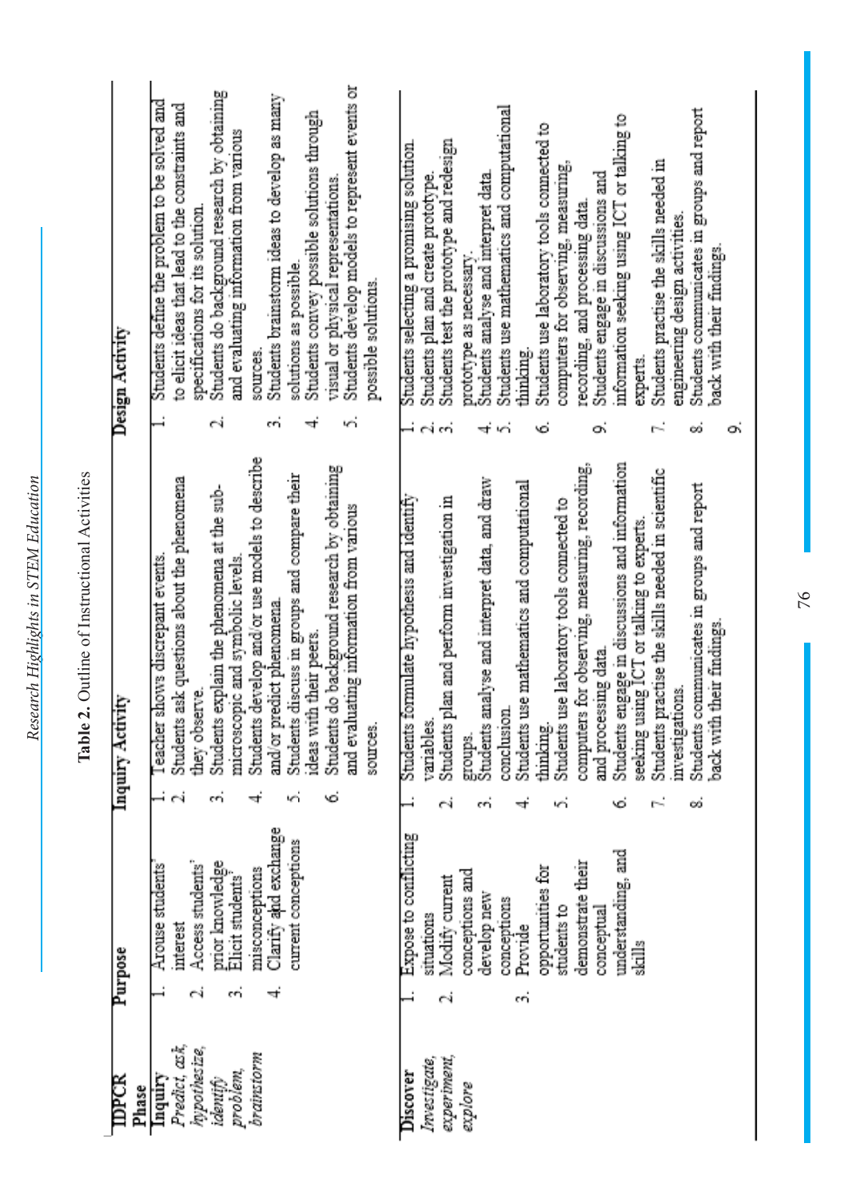**Table 2.** Outline of Instructional Activities

| IDPCR Phase | Purpose | Inquiry Activity | Design Activity |
|---|---|---|---|
| **Inquiry** *Predict, ask, hypothesize, identify problem, brainstorm* | 1. Arouse students' interest<br>2. Access students' prior knowledge<br>3. Elicit students' misconceptions<br>4. Clarify and exchange current conceptions | 1. Teacher shows discrepant events.<br>2. Students ask questions about the phenomena they observe.<br>3. Students explain the phenomena at the sub-microscopic and symbolic levels.<br>4. Students develop and/or use models to describe and/or predict phenomena.<br>5. Students discuss in groups and compare their ideas with their peers.<br>6. Students do background research by obtaining and evaluating information from various sources. | 1. Students define the problem to be solved and to elicit ideas that lead to the constraints and specifications for its solution.<br>2. Students do background research by obtaining and evaluating information from various sources.<br>3. Students brainstorm ideas to develop as many solutions as possible.<br>4. Students convey possible solutions through visual or physical representations.<br>5. Students develop models to represent events or possible solutions. |
| **Discover** *Investigate, experiment, explore* | 1. Expose to conflicting situations<br>2. Modify current conceptions and develop new conceptions<br>3. Provide opportunities for students to demonstrate their conceptual understanding, and skills | 1. Students formulate hypothesis and identify variables.<br>2. Students plan and perform investigation in groups.<br>3. Students analyse and interpret data, and draw conclusion.<br>4. Students use mathematics and computational thinking.<br>5. Students use laboratory tools connected to computers for observing, measuring, recording, and processing data.<br>6. Students engage in discussions and information seeking using ICT or talking to experts.<br>7. Students practise the skills needed in scientific investigations.<br>8. Students communicates in groups and report back with their findings. | 1. Students selecting a promising solution.<br>2. Students plan and create prototype.<br>3. Students test the prototype and redesign prototype as necessary.<br>4. Students analyse and interpret data.<br>5. Students use mathematics and computational thinking.<br>6. Students use laboratory tools connected to computers for observing, measuring, recording, and processing data.<br>9. Students engage in discussions and information seeking using ICT or talking to experts.<br>7. Students practise the skills needed in engineering design activities.<br>8. Students communicates in groups and report back with their findings.<br>9. |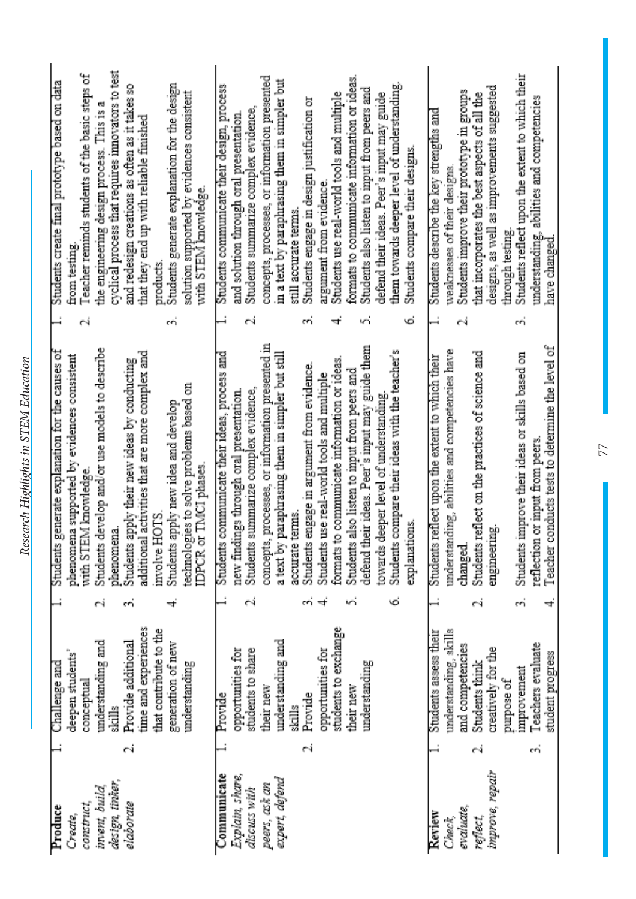| | | | |
|---|---|---|---|
| **Produce** *Create, construct, invent, build, design, tinker, elaborate* | 1. Challenge and deepen students' conceptual understanding and skills<br>2. Provide additional time and experiences that contribute to the generation of new understanding | 1. Students generate explanation for the causes of phenomena supported by evidences consistent with STEM knowledge.<br>2. Students develop and/or use models to describe phenomena.<br>3. Students apply their new ideas by conducting additional activities that are more complex and involve HOTS.<br>4. Students apply new idea and develop technologies to solve problems based on IDPCR or TMCI phases. | 1. Students create final prototype based on data from testing.<br>2. Teacher reminds students of the basic steps of the engineering design process. This is a cyclical process that requires innovators to test and redesign creations as often as it takes so that they end up with reliable finished products.<br>3. Students generate explanation for the design solution supported by evidences consistent with STEM knowledge. |
| **Communicate** *Explain, share, discuss with peers, ask an expert, defend* | 1. Provide opportunities for students to share their new understanding and skills<br>2. Provide opportunities for students to exchange their new understanding | 1. Students communicate their ideas, process and new findings through oral presentation.<br>2. Students summarize complex evidence, concepts, processes, or information presented in a text by paraphrasing them in simpler but still accurate terms.<br>3. Students engage in argument from evidence.<br>4. Students use real-world tools and multiple formats to communicate information or ideas.<br>5. Students also listen to input from peers and defend their ideas. Peer's input may guide them towards deeper level of understanding.<br>6. Students compare their ideas with the teacher's explanations. | 1. Students communicate their design, process and solution through oral presentation.<br>2. Students summarize complex evidence, concepts, processes, or information presented in a text by paraphrasing them in simpler but still accurate terms.<br>3. Students engage in design justification or argument from evidence.<br>4. Students use real-world tools and multiple formats to communicate information or ideas.<br>5. Students also listen to input from peers and defend their ideas. Peer's input may guide them towards deeper level of understanding.<br>6. Students compare their designs. |
| **Review** *Check, evaluate, reflect, improve, repair* | 1. Students assess their understanding, skills and competencies<br>2. Students think creatively for the purpose of improvement<br>3. Teachers evaluate student progress | 1. Students reflect upon the extent to which their understanding, abilities and competencies have changed.<br>2. Students reflect on the practices of science and engineering.<br>3. Students improve their ideas or skills based on reflection or input from peers.<br>4. Teacher conducts tests to determine the level of | 1. Students describe the key strengths and weaknesses of their designs.<br>2. Students improve their prototype in groups that incorporates the best aspects of all the designs, as well as improvements suggested through testing.<br>3. Students reflect upon the extent to which their understanding, abilities and competencies have changed. |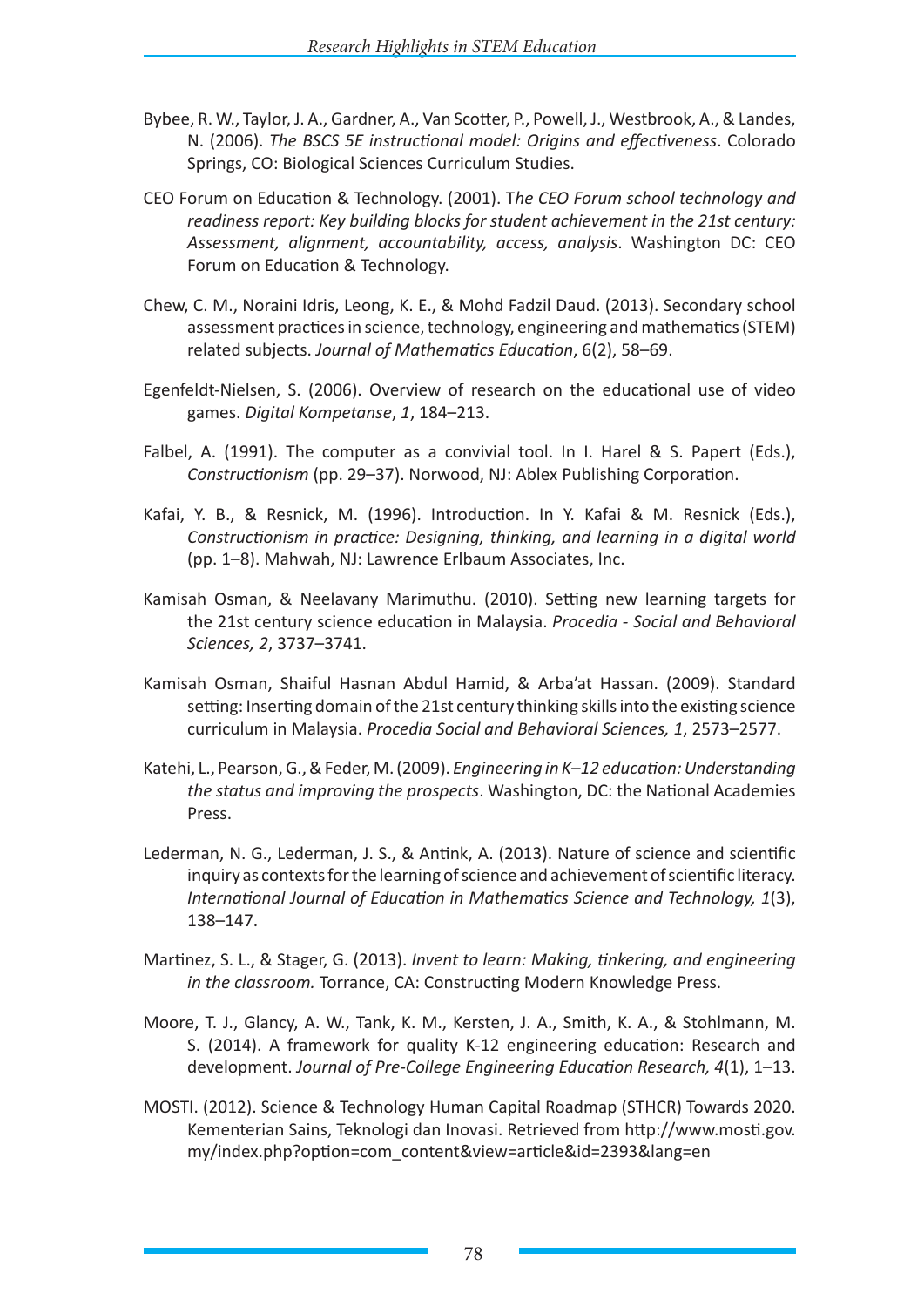Bybee, R. W., Taylor, J. A., Gardner, A., Van Scotter, P., Powell, J., Westbrook, A., & Landes, N. (2006). *The BSCS 5E instructional model: Origins and effectiveness*. Colorado Springs, CO: Biological Sciences Curriculum Studies.

CEO Forum on Education & Technology. (2001). T*he CEO Forum school technology and readiness report: Key building blocks for student achievement in the 21st century: Assessment, alignment, accountability, access, analysis*. Washington DC: CEO Forum on Education & Technology.

Chew, C. M., Noraini Idris, Leong, K. E., & Mohd Fadzil Daud. (2013). Secondary school assessment practices in science, technology, engineering and mathematics (STEM) related subjects. *Journal of Mathematics Education*, 6(2), 58–69.

Egenfeldt-Nielsen, S. (2006). Overview of research on the educational use of video games. *Digital Kompetanse*, *1*, 184–213.

Falbel, A. (1991). The computer as a convivial tool. In I. Harel & S. Papert (Eds.), *Constructionism* (pp. 29–37). Norwood, NJ: Ablex Publishing Corporation.

Kafai, Y. B., & Resnick, M. (1996). Introduction. In Y. Kafai & M. Resnick (Eds.), *Constructionism in practice: Designing, thinking, and learning in a digital world* (pp. 1–8). Mahwah, NJ: Lawrence Erlbaum Associates, Inc.

Kamisah Osman, & Neelavany Marimuthu. (2010). Setting new learning targets for the 21st century science education in Malaysia. *Procedia - Social and Behavioral Sciences, 2*, 3737–3741.

Kamisah Osman, Shaiful Hasnan Abdul Hamid, & Arba'at Hassan. (2009). Standard setting: Inserting domain of the 21st century thinking skills into the existing science curriculum in Malaysia. *Procedia Social and Behavioral Sciences, 1*, 2573–2577.

Katehi, L., Pearson, G., & Feder, M. (2009). *Engineering in K–12 education: Understanding the status and improving the prospects*. Washington, DC: the National Academies Press.

Lederman, N. G., Lederman, J. S., & Antink, A. (2013). Nature of science and scientific inquiry as contexts for the learning of science and achievement of scientific literacy. *International Journal of Education in Mathematics Science and Technology, 1*(3), 138–147.

Martinez, S. L., & Stager, G. (2013). *Invent to learn: Making, tinkering, and engineering in the classroom.* Torrance, CA: Constructing Modern Knowledge Press.

Moore, T. J., Glancy, A. W., Tank, K. M., Kersten, J. A., Smith, K. A., & Stohlmann, M. S. (2014). A framework for quality K-12 engineering education: Research and development. *Journal of Pre-College Engineering Education Research, 4*(1), 1–13.

MOSTI. (2012). Science & Technology Human Capital Roadmap (STHCR) Towards 2020. Kementerian Sains, Teknologi dan Inovasi. Retrieved from http://www.mosti.gov.my/index.php?option=com_content&view=article&id=2393&lang=en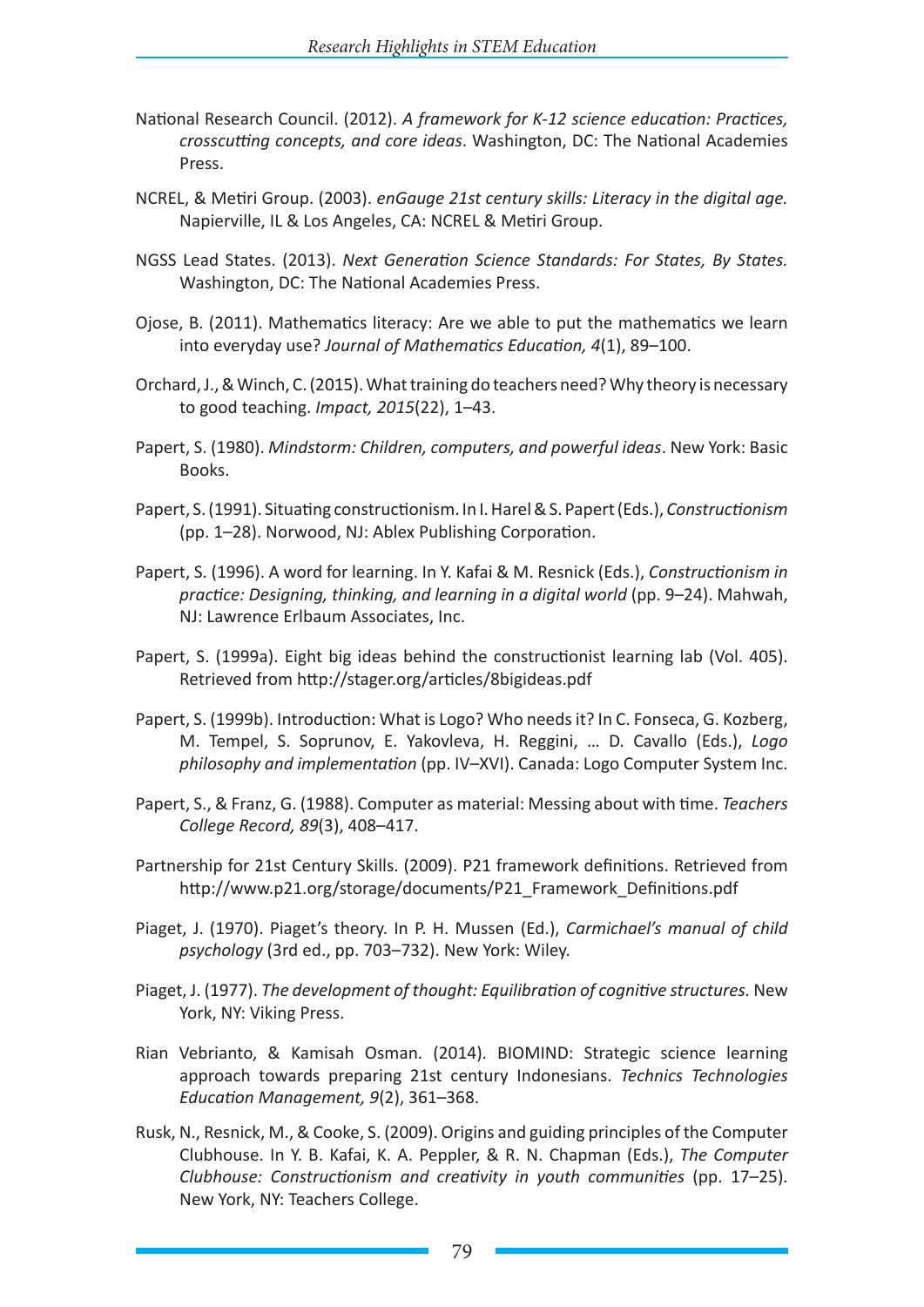National Research Council. (2012). *A framework for K-12 science education: Practices, crosscutting concepts, and core ideas*. Washington, DC: The National Academies Press.

NCREL, & Metiri Group. (2003). *enGauge 21st century skills: Literacy in the digital age.* Napierville, IL & Los Angeles, CA: NCREL & Metiri Group.

NGSS Lead States. (2013). *Next Generation Science Standards: For States, By States.* Washington, DC: The National Academies Press.

Ojose, B. (2011). Mathematics literacy: Are we able to put the mathematics we learn into everyday use? *Journal of Mathematics Education, 4*(1), 89–100.

Orchard, J., & Winch, C. (2015). What training do teachers need? Why theory is necessary to good teaching. *Impact, 2015*(22), 1–43.

Papert, S. (1980). *Mindstorm: Children, computers, and powerful ideas*. New York: Basic Books.

Papert, S. (1991). Situating constructionism. In I. Harel & S. Papert (Eds.), *Constructionism* (pp. 1–28). Norwood, NJ: Ablex Publishing Corporation.

Papert, S. (1996). A word for learning. In Y. Kafai & M. Resnick (Eds.), *Constructionism in practice: Designing, thinking, and learning in a digital world* (pp. 9–24). Mahwah, NJ: Lawrence Erlbaum Associates, Inc.

Papert, S. (1999a). Eight big ideas behind the constructionist learning lab (Vol. 405). Retrieved from http://stager.org/articles/8bigideas.pdf

Papert, S. (1999b). Introduction: What is Logo? Who needs it? In C. Fonseca, G. Kozberg, M. Tempel, S. Soprunov, E. Yakovleva, H. Reggini, … D. Cavallo (Eds.), *Logo philosophy and implementation* (pp. IV–XVI). Canada: Logo Computer System Inc.

Papert, S., & Franz, G. (1988). Computer as material: Messing about with time. *Teachers College Record, 89*(3), 408–417.

Partnership for 21st Century Skills. (2009). P21 framework definitions. Retrieved from http://www.p21.org/storage/documents/P21_Framework_Definitions.pdf

Piaget, J. (1970). Piaget's theory. In P. H. Mussen (Ed.), *Carmichael's manual of child psychology* (3rd ed., pp. 703–732). New York: Wiley.

Piaget, J. (1977). *The development of thought: Equilibration of cognitive structures.* New York, NY: Viking Press.

Rian Vebrianto, & Kamisah Osman. (2014). BIOMIND: Strategic science learning approach towards preparing 21st century Indonesians. *Technics Technologies Education Management, 9*(2), 361–368.

Rusk, N., Resnick, M., & Cooke, S. (2009). Origins and guiding principles of the Computer Clubhouse. In Y. B. Kafai, K. A. Peppler, & R. N. Chapman (Eds.), *The Computer Clubhouse: Constructionism and creativity in youth communities* (pp. 17–25). New York, NY: Teachers College.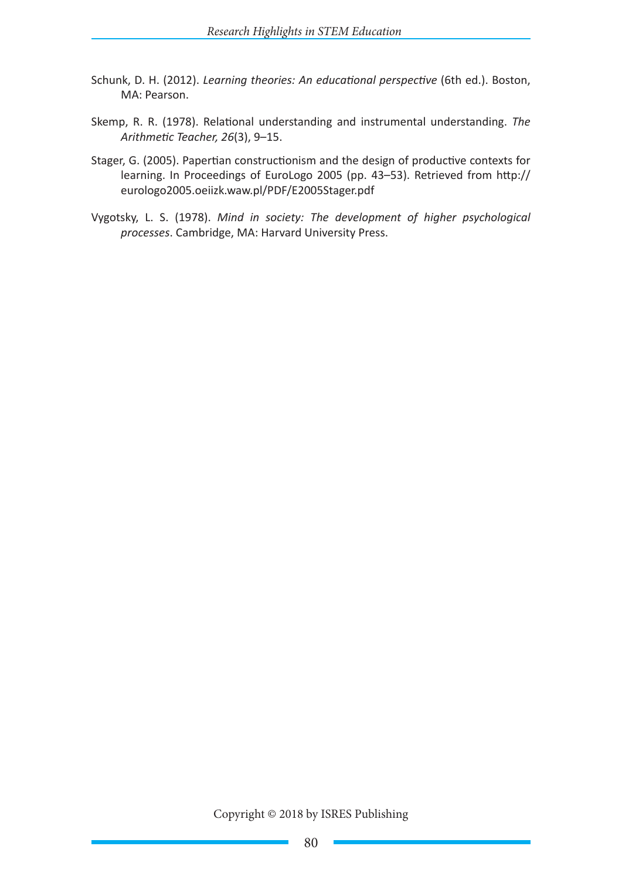Schunk, D. H. (2012). *Learning theories: An educational perspective* (6th ed.). Boston, MA: Pearson.

Skemp, R. R. (1978). Relational understanding and instrumental understanding. *The Arithmetic Teacher, 26*(3), 9–15.

Stager, G. (2005). Papertian constructionism and the design of productive contexts for learning. In Proceedings of EuroLogo 2005 (pp. 43–53). Retrieved from http://eurologo2005.oeiizk.waw.pl/PDF/E2005Stager.pdf

Vygotsky, L. S. (1978). *Mind in society: The development of higher psychological processes*. Cambridge, MA: Harvard University Press.

Copyright © 2018 by ISRES Publishing